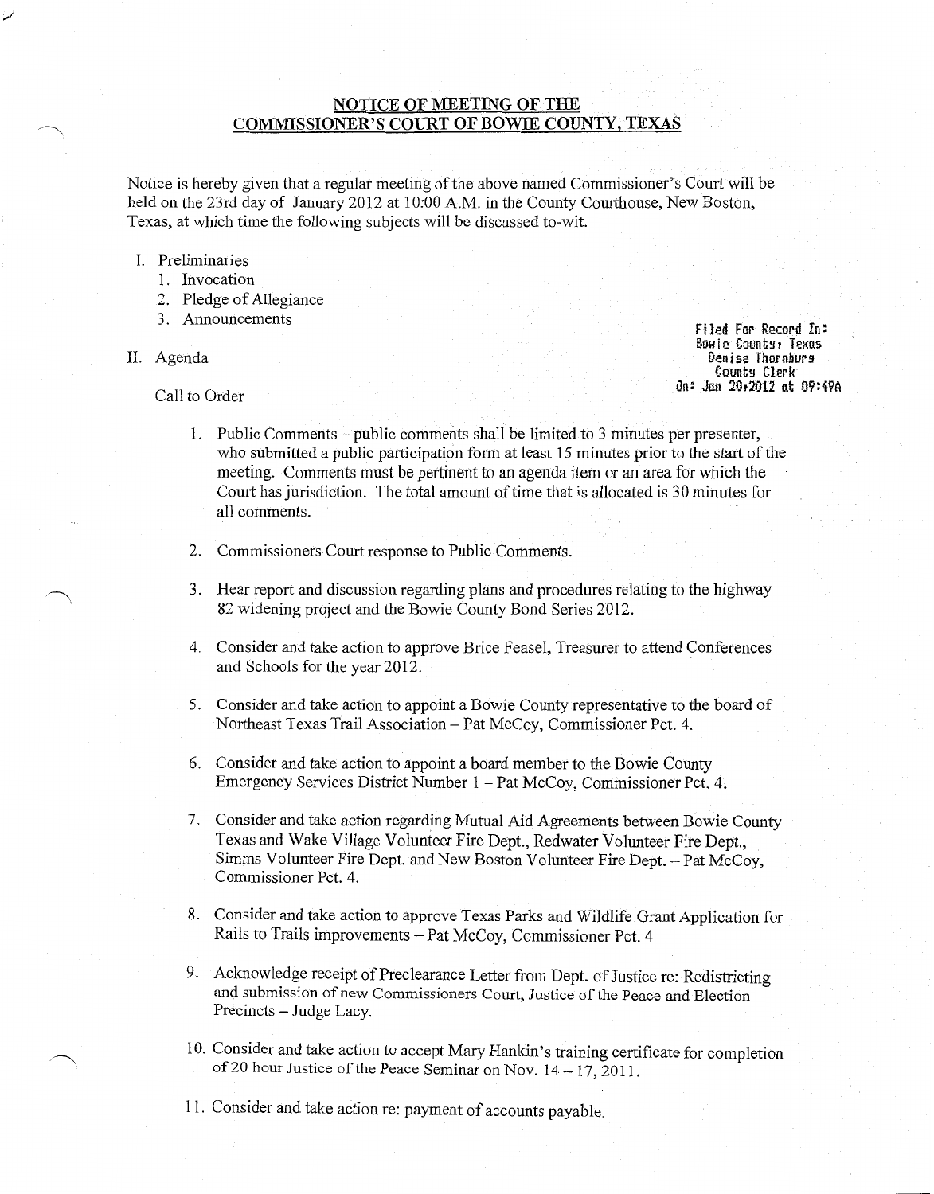## NOTICE OF MEETING OF THE COMMISSIONER'S COURT OF BOWIE COUNTY, TEXAS

Notice is hereby given that a regular meeting of the above named Commissioner's Court will be held on the 23rd day of January 2012 at 10:00 A.M. in the County Courthouse, New Boston, Texas, at which time the following subjects will be discussed to-wit.

I. Preliminaries
   1. Invocation
   2. Pledge of Allegiance
   3. Announcements

Filed For Record In:
Bowie County, Texas
Denise Thornburg
County Clerk
On: Jan 20,2012 at 09:49A

II. Agenda

Call to Order

1. Public Comments – public comments shall be limited to 3 minutes per presenter, who submitted a public participation form at least 15 minutes prior to the start of the meeting. Comments must be pertinent to an agenda item or an area for which the Court has jurisdiction. The total amount of time that is allocated is 30 minutes for all comments.

2. Commissioners Court response to Public Comments.

3. Hear report and discussion regarding plans and procedures relating to the highway 82 widening project and the Bowie County Bond Series 2012.

4. Consider and take action to approve Brice Feasel, Treasurer to attend Conferences and Schools for the year 2012.

5. Consider and take action to appoint a Bowie County representative to the board of Northeast Texas Trail Association – Pat McCoy, Commissioner Pct. 4.

6. Consider and take action to appoint a board member to the Bowie County Emergency Services District Number 1 – Pat McCoy, Commissioner Pct. 4.

7. Consider and take action regarding Mutual Aid Agreements between Bowie County Texas and Wake Village Volunteer Fire Dept., Redwater Volunteer Fire Dept., Simms Volunteer Fire Dept. and New Boston Volunteer Fire Dept. – Pat McCoy, Commissioner Pct. 4.

8. Consider and take action to approve Texas Parks and Wildlife Grant Application for Rails to Trails improvements – Pat McCoy, Commissioner Pct. 4

9. Acknowledge receipt of Preclearance Letter from Dept. of Justice re: Redistricting and submission of new Commissioners Court, Justice of the Peace and Election Precincts – Judge Lacy.

10. Consider and take action to accept Mary Hankin's training certificate for completion of 20 hour Justice of the Peace Seminar on Nov. 14 – 17, 2011.

11. Consider and take action re: payment of accounts payable.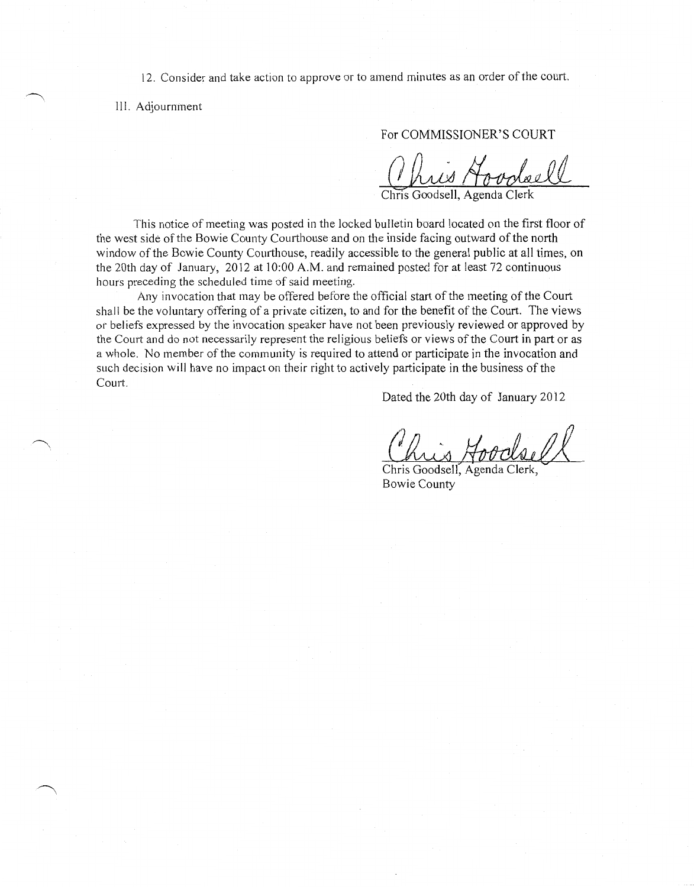12. Consider and take action to approve or to amend minutes as an order of the court.

III. Adjournment

For COMMISSIONER'S COURT

Chris Goodsell

Chris Goodsell, Agenda Clerk

This notice of meeting was posted in the locked bulletin board located on the first floor of the west side of the Bowie County Courthouse and on the inside facing outward of the north window of the Bowie County Courthouse, readily accessible to the general public at all times, on the 20th day of January, 2012 at 10:00 A.M. and remained posted for at least 72 continuous hours preceding the scheduled time of said meeting.

Any invocation that may be offered before the official start of the meeting of the Court shall be the voluntary offering of a private citizen, to and for the benefit of the Court. The views or beliefs expressed by the invocation speaker have not been previously reviewed or approved by the Court and do not necessarily represent the religious beliefs or views of the Court in part or as a whole. No member of the community is required to attend or participate in the invocation and such decision will have no impact on their right to actively participate in the business of the Court.

Dated the 20th day of January 2012

Chris Goodsell

Chris Goodsell, Agenda Clerk,
Bowie County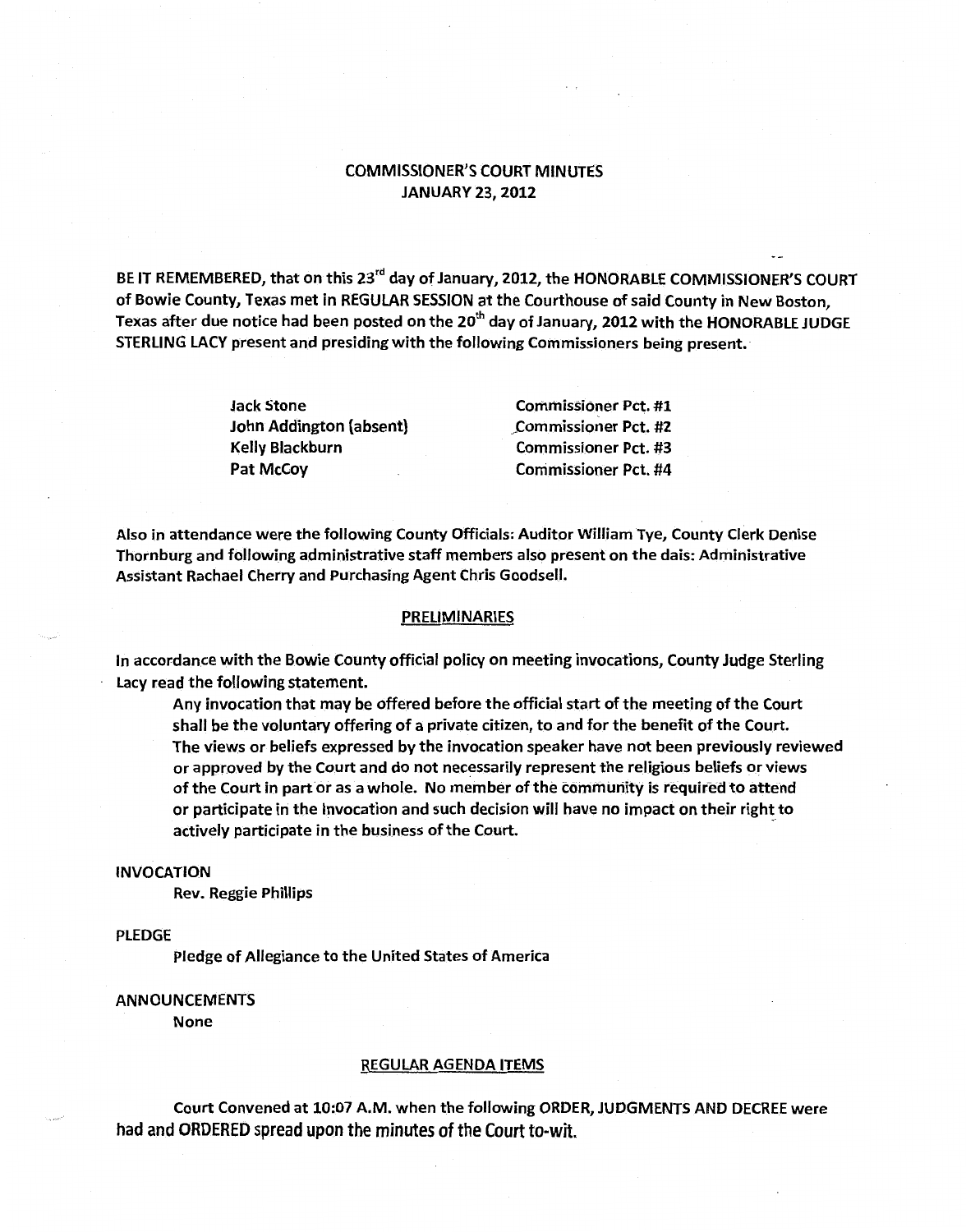# COMMISSIONER'S COURT MINUTES
## JANUARY 23, 2012

BE IT REMEMBERED, that on this 23rd day of January, 2012, the HONORABLE COMMISSIONER'S COURT of Bowie County, Texas met in REGULAR SESSION at the Courthouse of said County in New Boston, Texas after due notice had been posted on the 20th day of January, 2012 with the HONORABLE JUDGE STERLING LACY present and presiding with the following Commissioners being present.

| | |
|---|---|
| Jack Stone | Commissioner Pct. #1 |
| John Addington (absent) | Commissioner Pct. #2 |
| Kelly Blackburn | Commissioner Pct. #3 |
| Pat McCoy | Commissioner Pct. #4 |

Also in attendance were the following County Officials: Auditor William Tye, County Clerk Denise Thornburg and following administrative staff members also present on the dais: Administrative Assistant Rachael Cherry and Purchasing Agent Chris Goodsell.

## PRELIMINARIES

In accordance with the Bowie County official policy on meeting invocations, County Judge Sterling Lacy read the following statement.

> Any invocation that may be offered before the official start of the meeting of the Court shall be the voluntary offering of a private citizen, to and for the benefit of the Court. The views or beliefs expressed by the invocation speaker have not been previously reviewed or approved by the Court and do not necessarily represent the religious beliefs or views of the Court in part or as a whole. No member of the community is required to attend or participate in the invocation and such decision will have no impact on their right to actively participate in the business of the Court.

INVOCATION

Rev. Reggie Phillips

PLEDGE

Pledge of Allegiance to the United States of America

ANNOUNCEMENTS

None

## REGULAR AGENDA ITEMS

Court Convened at 10:07 A.M. when the following ORDER, JUDGMENTS AND DECREE were had and ORDERED spread upon the minutes of the Court to-wit.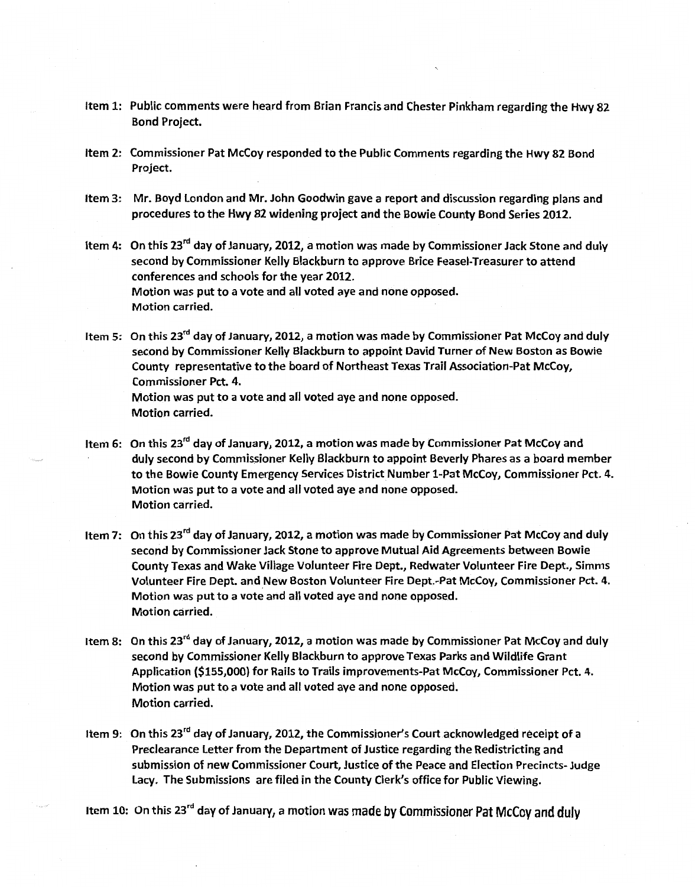Item 1: Public comments were heard from Brian Francis and Chester Pinkham regarding the Hwy 82 Bond Project.

Item 2: Commissioner Pat McCoy responded to the Public Comments regarding the Hwy 82 Bond Project.

Item 3: Mr. Boyd London and Mr. John Goodwin gave a report and discussion regarding plans and procedures to the Hwy 82 widening project and the Bowie County Bond Series 2012.

Item 4: On this 23rd day of January, 2012, a motion was made by Commissioner Jack Stone and duly second by Commissioner Kelly Blackburn to approve Brice Feasel-Treasurer to attend conferences and schools for the year 2012.
Motion was put to a vote and all voted aye and none opposed.
Motion carried.

Item 5: On this 23rd day of January, 2012, a motion was made by Commissioner Pat McCoy and duly second by Commissioner Kelly Blackburn to appoint David Turner of New Boston as Bowie County representative to the board of Northeast Texas Trail Association-Pat McCoy, Commissioner Pct. 4.
Motion was put to a vote and all voted aye and none opposed.
Motion carried.

Item 6: On this 23rd day of January, 2012, a motion was made by Commissioner Pat McCoy and duly second by Commissioner Kelly Blackburn to appoint Beverly Phares as a board member to the Bowie County Emergency Services District Number 1-Pat McCoy, Commissioner Pct. 4.
Motion was put to a vote and all voted aye and none opposed.
Motion carried.

Item 7: On this 23rd day of January, 2012, a motion was made by Commissioner Pat McCoy and duly second by Commissioner Jack Stone to approve Mutual Aid Agreements between Bowie County Texas and Wake Village Volunteer Fire Dept., Redwater Volunteer Fire Dept., Simms Volunteer Fire Dept. and New Boston Volunteer Fire Dept.-Pat McCoy, Commissioner Pct. 4.
Motion was put to a vote and all voted aye and none opposed.
Motion carried.

Item 8: On this 23rd day of January, 2012, a motion was made by Commissioner Pat McCoy and duly second by Commissioner Kelly Blackburn to approve Texas Parks and Wildlife Grant Application ($155,000) for Rails to Trails improvements-Pat McCoy, Commissioner Pct. 4.
Motion was put to a vote and all voted aye and none opposed.
Motion carried.

Item 9: On this 23rd day of January, 2012, the Commissioner's Court acknowledged receipt of a Preclearance Letter from the Department of Justice regarding the Redistricting and submission of new Commissioner Court, Justice of the Peace and Election Precincts- Judge Lacy. The Submissions are filed in the County Clerk's office for Public Viewing.

Item 10: On this 23rd day of January, a motion was made by Commissioner Pat McCoy and duly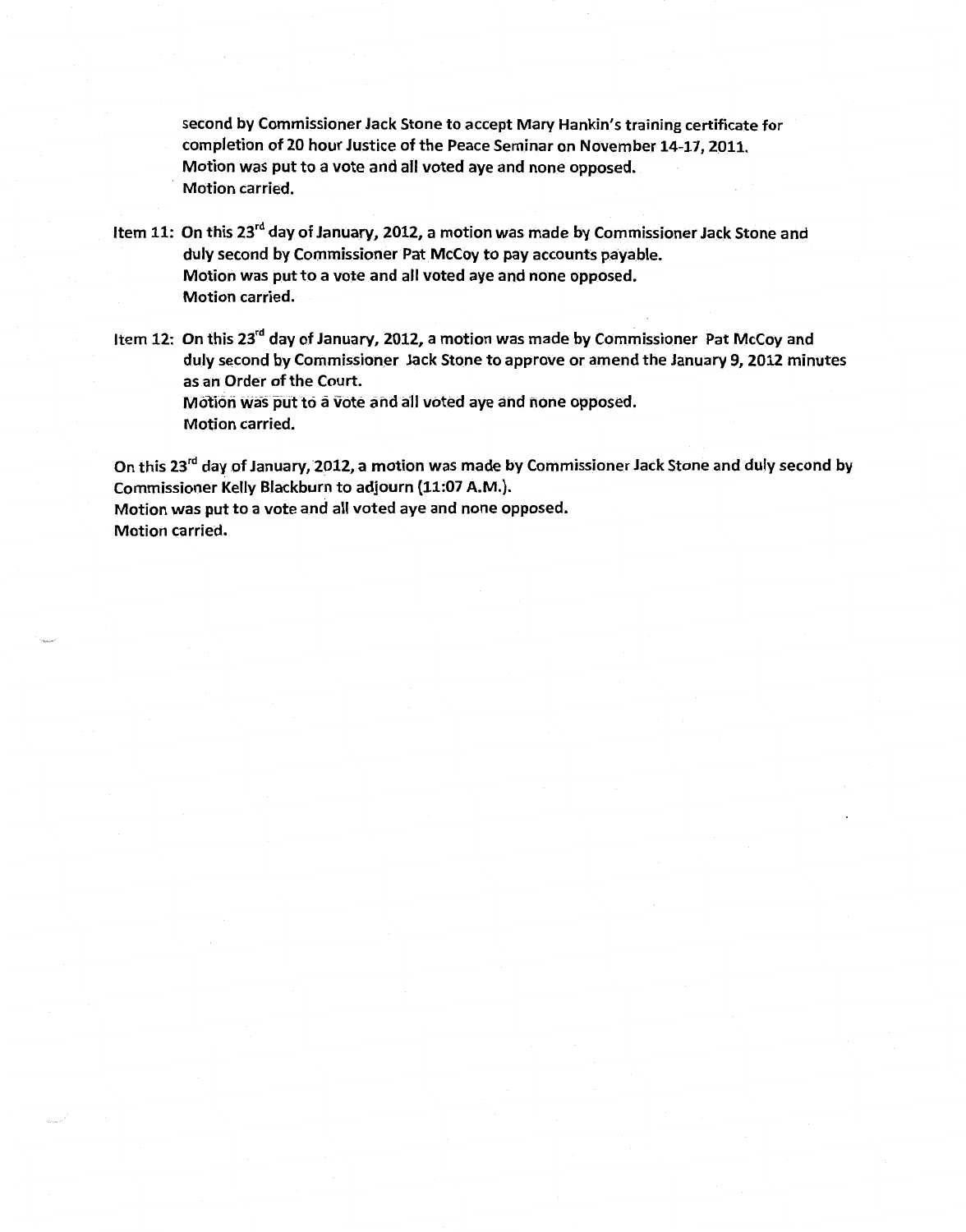second by Commissioner Jack Stone to accept Mary Hankin's training certificate for completion of 20 hour Justice of the Peace Seminar on November 14-17, 2011.
Motion was put to a vote and all voted aye and none opposed.
Motion carried.

Item 11: On this 23rd day of January, 2012, a motion was made by Commissioner Jack Stone and duly second by Commissioner Pat McCoy to pay accounts payable.
Motion was put to a vote and all voted aye and none opposed.
Motion carried.

Item 12: On this 23rd day of January, 2012, a motion was made by Commissioner Pat McCoy and duly second by Commissioner Jack Stone to approve or amend the January 9, 2012 minutes as an Order of the Court.
Motion was put to a vote and all voted aye and none opposed.
Motion carried.

On this 23rd day of January, 2012, a motion was made by Commissioner Jack Stone and duly second by Commissioner Kelly Blackburn to adjourn (11:07 A.M.).
Motion was put to a vote and all voted aye and none opposed.
Motion carried.